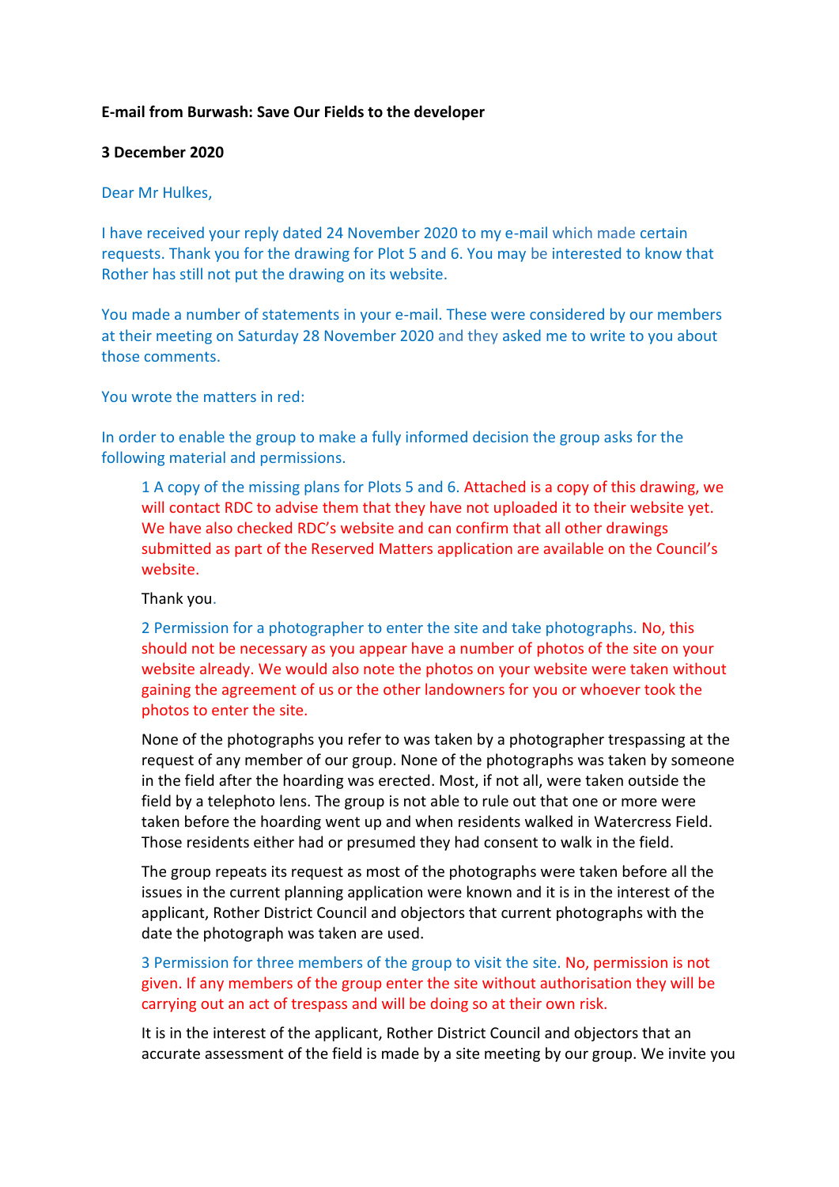**E-mail from Burwash: Save Our Fields to the developer**

**3 December 2020**

Dear Mr Hulkes,

I have received your reply dated 24 November 2020 to my e-mail which made certain requests. Thank you for the drawing for Plot 5 and 6. You may be interested to know that Rother has still not put the drawing on its website.

You made a number of statements in your e-mail. These were considered by our members at their meeting on Saturday 28 November 2020 and they asked me to write to you about those comments.

You wrote the matters in red:

In order to enable the group to make a fully informed decision the group asks for the following material and permissions.

> 1 A copy of the missing plans for Plots 5 and 6. Attached is a copy of this drawing, we will contact RDC to advise them that they have not uploaded it to their website yet. We have also checked RDC's website and can confirm that all other drawings submitted as part of the Reserved Matters application are available on the Council's website.
>
> Thank you.
>
> 2 Permission for a photographer to enter the site and take photographs. No, this should not be necessary as you appear have a number of photos of the site on your website already. We would also note the photos on your website were taken without gaining the agreement of us or the other landowners for you or whoever took the photos to enter the site.
>
> None of the photographs you refer to was taken by a photographer trespassing at the request of any member of our group. None of the photographs was taken by someone in the field after the hoarding was erected. Most, if not all, were taken outside the field by a telephoto lens. The group is not able to rule out that one or more were taken before the hoarding went up and when residents walked in Watercress Field. Those residents either had or presumed they had consent to walk in the field.
>
> The group repeats its request as most of the photographs were taken before all the issues in the current planning application were known and it is in the interest of the applicant, Rother District Council and objectors that current photographs with the date the photograph was taken are used.
>
> 3 Permission for three members of the group to visit the site. No, permission is not given. If any members of the group enter the site without authorisation they will be carrying out an act of trespass and will be doing so at their own risk.
>
> It is in the interest of the applicant, Rother District Council and objectors that an accurate assessment of the field is made by a site meeting by our group. We invite you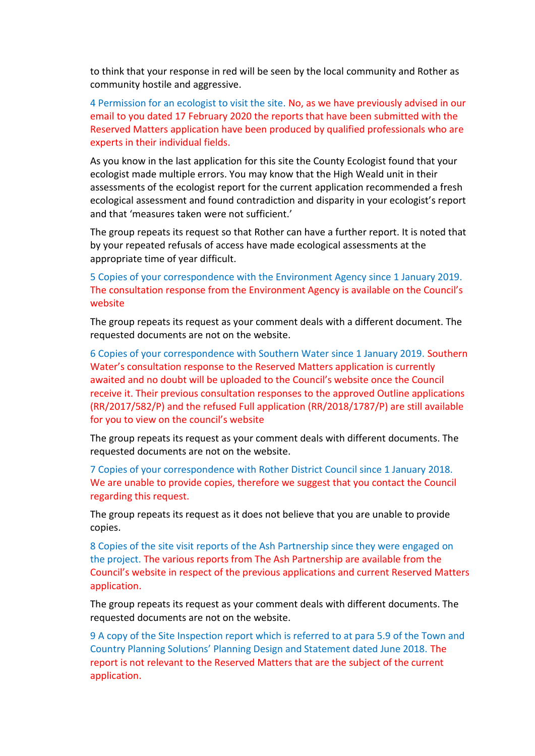to think that your response in red will be seen by the local community and Rother as community hostile and aggressive.

4 Permission for an ecologist to visit the site. No, as we have previously advised in our email to you dated 17 February 2020 the reports that have been submitted with the Reserved Matters application have been produced by qualified professionals who are experts in their individual fields.

As you know in the last application for this site the County Ecologist found that your ecologist made multiple errors. You may know that the High Weald unit in their assessments of the ecologist report for the current application recommended a fresh ecological assessment and found contradiction and disparity in your ecologist's report and that 'measures taken were not sufficient.'

The group repeats its request so that Rother can have a further report. It is noted that by your repeated refusals of access have made ecological assessments at the appropriate time of year difficult.

5 Copies of your correspondence with the Environment Agency since 1 January 2019. The consultation response from the Environment Agency is available on the Council's website

The group repeats its request as your comment deals with a different document. The requested documents are not on the website.

6 Copies of your correspondence with Southern Water since 1 January 2019. Southern Water's consultation response to the Reserved Matters application is currently awaited and no doubt will be uploaded to the Council's website once the Council receive it. Their previous consultation responses to the approved Outline applications (RR/2017/582/P) and the refused Full application (RR/2018/1787/P) are still available for you to view on the council's website

The group repeats its request as your comment deals with different documents. The requested documents are not on the website.

7 Copies of your correspondence with Rother District Council since 1 January 2018. We are unable to provide copies, therefore we suggest that you contact the Council regarding this request.

The group repeats its request as it does not believe that you are unable to provide copies.

8 Copies of the site visit reports of the Ash Partnership since they were engaged on the project. The various reports from The Ash Partnership are available from the Council's website in respect of the previous applications and current Reserved Matters application.

The group repeats its request as your comment deals with different documents. The requested documents are not on the website.

9 A copy of the Site Inspection report which is referred to at para 5.9 of the Town and Country Planning Solutions' Planning Design and Statement dated June 2018. The report is not relevant to the Reserved Matters that are the subject of the current application.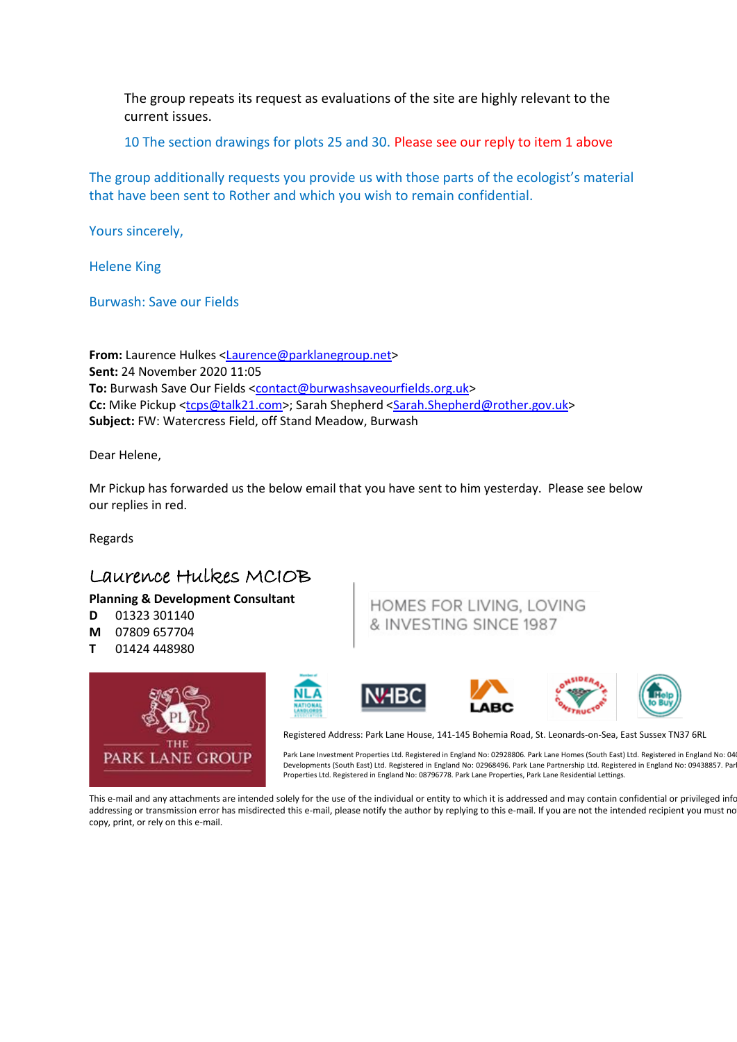The group repeats its request as evaluations of the site are highly relevant to the current issues.

10 The section drawings for plots 25 and 30. Please see our reply to item 1 above

The group additionally requests you provide us with those parts of the ecologist's material that have been sent to Rother and which you wish to remain confidential.

Yours sincerely,

Helene King

Burwash: Save our Fields

**From:** Laurence Hulkes <Laurence@parklanegroup.net>
**Sent:** 24 November 2020 11:05
**To:** Burwash Save Our Fields <contact@burwashsaveourfields.org.uk>
**Cc:** Mike Pickup <tcps@talk21.com>; Sarah Shepherd <Sarah.Shepherd@rother.gov.uk>
**Subject:** FW: Watercress Field, off Stand Meadow, Burwash

Dear Helene,

Mr Pickup has forwarded us the below email that you have sent to him yesterday. Please see below our replies in red.

Regards

Laurence Hulkes MCIOB

**Planning & Development Consultant**
**D** 01323 301140
**M** 07809 657704
**T** 01424 448980

HOMES FOR LIVING, LOVING & INVESTING SINCE 1987

THE PARK LANE GROUP

Registered Address: Park Lane House, 141-145 Bohemia Road, St. Leonards-on-Sea, East Sussex TN37 6RL

Park Lane Investment Properties Ltd. Registered in England No: 02928806. Park Lane Homes (South East) Ltd. Registered in England No: 04 Developments (South East) Ltd. Registered in England No: 02968496. Park Lane Partnership Ltd. Registered in England No: 09438857. Par Properties Ltd. Registered in England No: 08796778. Park Lane Properties, Park Lane Residential Lettings.

This e-mail and any attachments are intended solely for the use of the individual or entity to which it is addressed and may contain confidential or privileged info addressing or transmission error has misdirected this e-mail, please notify the author by replying to this e-mail. If you are not the intended recipient you must no copy, print, or rely on this e-mail.